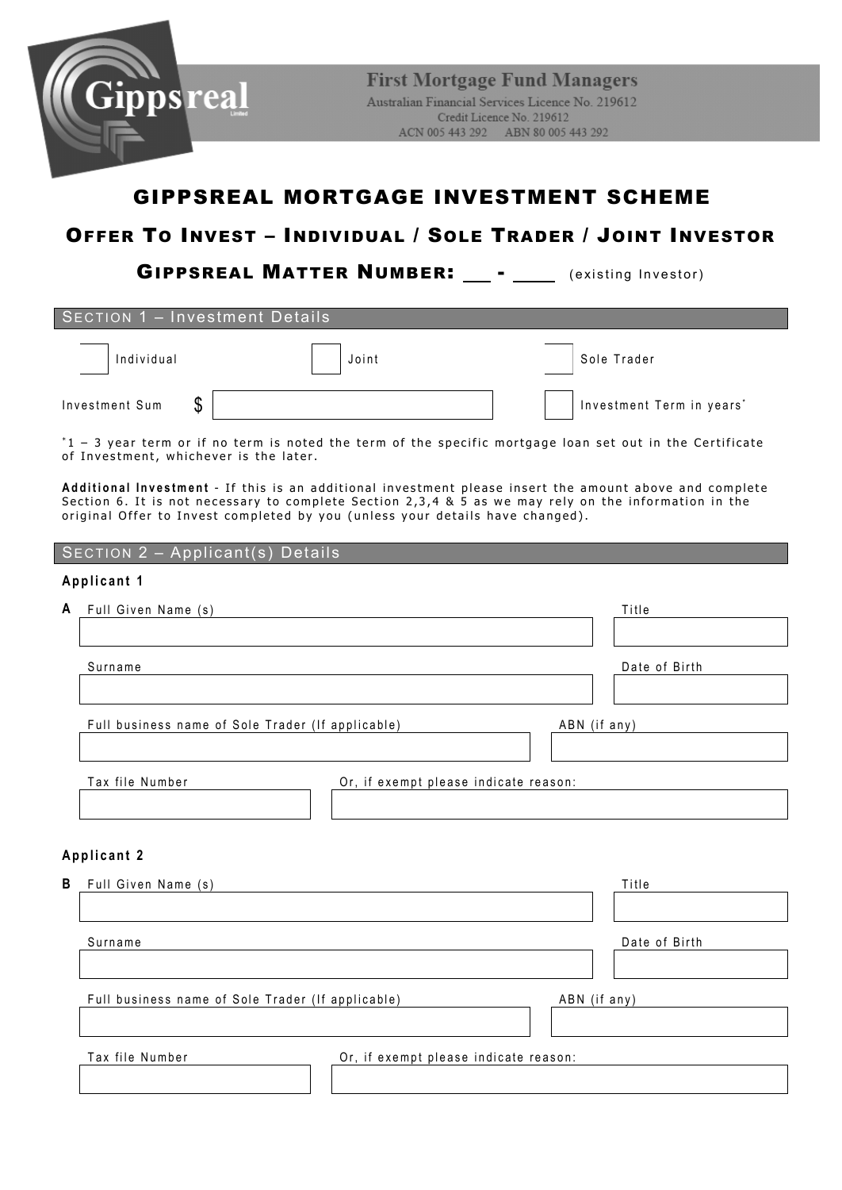Gippsreal Limited

**First Mortgage Fund Managers**
Australian Financial Services Licence No. 219612
Credit Licence No. 219612
ACN 005 443 292 ABN 80 005 443 292

# GIPPSREAL MORTGAGE INVESTMENT SCHEME

## OFFER TO INVEST – INDIVIDUAL / SOLE TRADER / JOINT INVESTOR

## GIPPSREAL MATTER NUMBER: ___ - ____ (existing Investor)

### SECTION 1 – Investment Details

☐ Individual ☐ Joint ☐ Sole Trader

Investment Sum $ ____________________ ☐ Investment Term in years*

*1 – 3 year term or if no term is noted the term of the specific mortgage loan set out in the Certificate of Investment, whichever is the later.

**Additional Investment** - If this is an additional investment please insert the amount above and complete Section 6. It is not necessary to complete Section 2,3,4 & 5 as we may rely on the information in the original Offer to Invest completed by you (unless your details have changed).

### SECTION 2 – Applicant(s) Details

**Applicant 1**

**A**

| Full Given Name (s) | Title |
| --- | --- |
| | |

| Surname | Date of Birth |
| --- | --- |
| | |

| Full business name of Sole Trader (If applicable) | ABN (if any) |
| --- | --- |
| | |

| Tax file Number | Or, if exempt please indicate reason: |
| --- | --- |
| | |

**Applicant 2**

**B**

| Full Given Name (s) | Title |
| --- | --- |
| | |

| Surname | Date of Birth |
| --- | --- |
| | |

| Full business name of Sole Trader (If applicable) | ABN (if any) |
| --- | --- |
| | |

| Tax file Number | Or, if exempt please indicate reason: |
| --- | --- |
| | |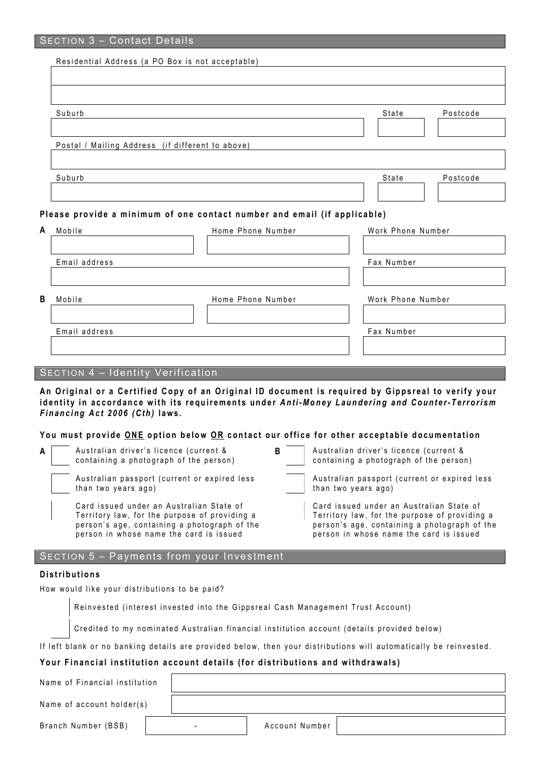## SECTION 3 – Contact Details

Residential Address (a PO Box is not acceptable)

| Suburb | State | Postcode |
|---|---|---|
| | | |

Postal / Mailing Address (if different to above)

| Suburb | State | Postcode |
|---|---|---|
| | | |

**Please provide a minimum of one contact number and email (if applicable)**

**A**

| Mobile | Home Phone Number | Work Phone Number |
|---|---|---|
| | | |

| Email address | Fax Number |
|---|---|
| | |

**B**

| Mobile | Home Phone Number | Work Phone Number |
|---|---|---|
| | | |

| Email address | Fax Number |
|---|---|
| | |

## SECTION 4 – Identity Verification

**An Original or a Certified Copy of an Original ID document is required by Gippsreal to verify your identity in accordance with its requirements under *Anti-Money Laundering and Counter-Terrorism Financing Act 2006 (Cth)* laws.**

**You must provide ONE option below OR contact our office for other acceptable documentation**

**A**

- ☐ Australian driver's licence (current & containing a photograph of the person)
- ☐ Australian passport (current or expired less than two years ago)
- ☐ Card issued under an Australian State of Territory law, for the purpose of providing a person's age, containing a photograph of the person in whose name the card is issued

**B**

- ☐ Australian driver's licence (current & containing a photograph of the person)
- ☐ Australian passport (current or expired less than two years ago)
- ☐ Card issued under an Australian State of Territory law, for the purpose of providing a person's age, containing a photograph of the person in whose name the card is issued

## SECTION 5 – Payments from your Investment

**Distributions**

How would like your distributions to be paid?

- ☐ Reinvested (interest invested into the Gippsreal Cash Management Trust Account)
- ☐ Credited to my nominated Australian financial institution account (details provided below)

If left blank or no banking details are provided below, then your distributions will automatically be reinvested.

**Your Financial institution account details (for distributions and withdrawals)**

| | |
|---|---|
| Name of Financial institution | |
| Name of account holder(s) | |
| Branch Number (BSB) | - |
| Account Number | |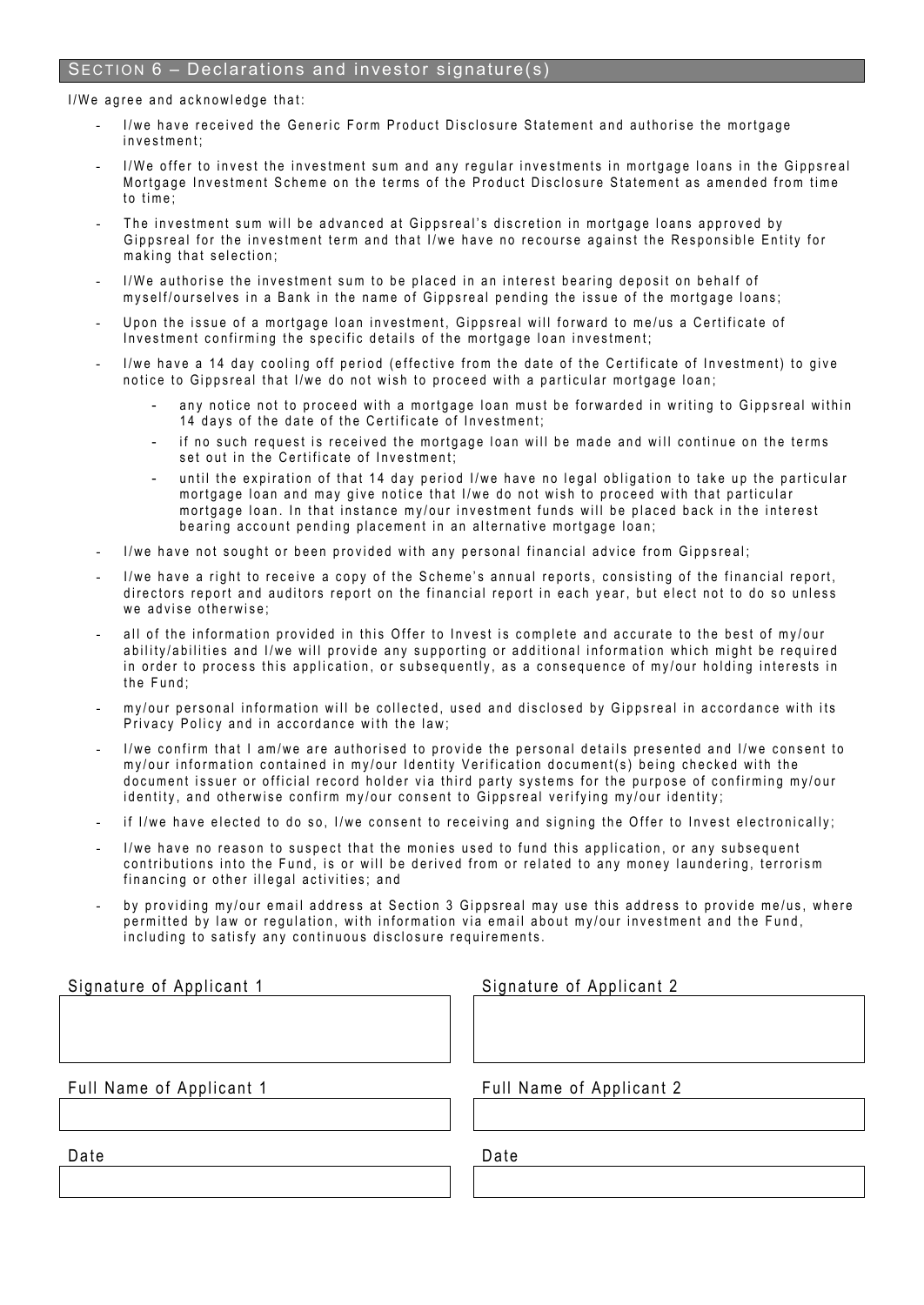## SECTION 6 – Declarations and investor signature(s)

I/We agree and acknowledge that:

- I/we have received the Generic Form Product Disclosure Statement and authorise the mortgage investment;
- I/We offer to invest the investment sum and any regular investments in mortgage loans in the Gippsreal Mortgage Investment Scheme on the terms of the Product Disclosure Statement as amended from time to time;
- The investment sum will be advanced at Gippsreal's discretion in mortgage loans approved by Gippsreal for the investment term and that I/we have no recourse against the Responsible Entity for making that selection;
- I/We authorise the investment sum to be placed in an interest bearing deposit on behalf of myself/ourselves in a Bank in the name of Gippsreal pending the issue of the mortgage loans;
- Upon the issue of a mortgage loan investment, Gippsreal will forward to me/us a Certificate of Investment confirming the specific details of the mortgage loan investment;
- I/we have a 14 day cooling off period (effective from the date of the Certificate of Investment) to give notice to Gippsreal that I/we do not wish to proceed with a particular mortgage loan;
  - any notice not to proceed with a mortgage loan must be forwarded in writing to Gippsreal within 14 days of the date of the Certificate of Investment;
  - if no such request is received the mortgage loan will be made and will continue on the terms set out in the Certificate of Investment;
  - until the expiration of that 14 day period I/we have no legal obligation to take up the particular mortgage loan and may give notice that I/we do not wish to proceed with that particular mortgage loan. In that instance my/our investment funds will be placed back in the interest bearing account pending placement in an alternative mortgage loan;
- I/we have not sought or been provided with any personal financial advice from Gippsreal;
- I/we have a right to receive a copy of the Scheme's annual reports, consisting of the financial report, directors report and auditors report on the financial report in each year, but elect not to do so unless we advise otherwise;
- all of the information provided in this Offer to Invest is complete and accurate to the best of my/our ability/abilities and I/we will provide any supporting or additional information which might be required in order to process this application, or subsequently, as a consequence of my/our holding interests in the Fund;
- my/our personal information will be collected, used and disclosed by Gippsreal in accordance with its Privacy Policy and in accordance with the law;
- I/we confirm that I am/we are authorised to provide the personal details presented and I/we consent to my/our information contained in my/our Identity Verification document(s) being checked with the document issuer or official record holder via third party systems for the purpose of confirming my/our identity, and otherwise confirm my/our consent to Gippsreal verifying my/our identity;
- if I/we have elected to do so, I/we consent to receiving and signing the Offer to Invest electronically;
- I/we have no reason to suspect that the monies used to fund this application, or any subsequent contributions into the Fund, is or will be derived from or related to any money laundering, terrorism financing or other illegal activities; and
- by providing my/our email address at Section 3 Gippsreal may use this address to provide me/us, where permitted by law or regulation, with information via email about my/our investment and the Fund, including to satisfy any continuous disclosure requirements.

| Signature of Applicant 1 | Signature of Applicant 2 |
|---|---|
| | |
| **Full Name of Applicant 1** | **Full Name of Applicant 2** |
| | |
| **Date** | **Date** |
| | |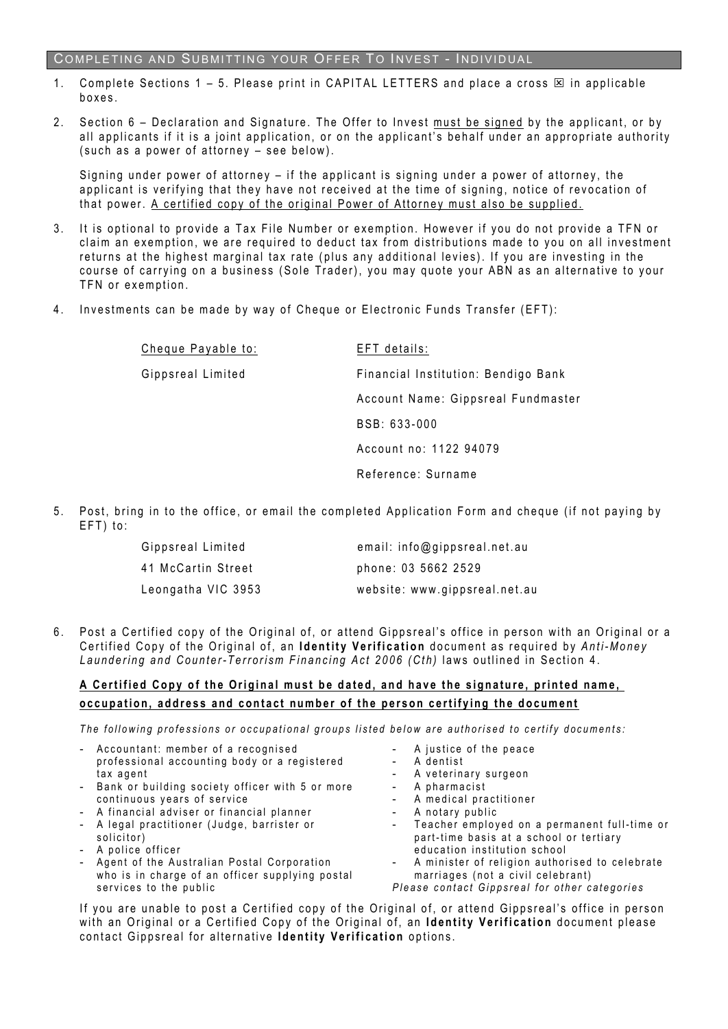## COMPLETING AND SUBMITTING YOUR OFFER TO INVEST - INDIVIDUAL

1. Complete Sections 1 – 5. Please print in CAPITAL LETTERS and place a cross ☒ in applicable boxes.

2. Section 6 – Declaration and Signature. The Offer to Invest must be signed by the applicant, or by all applicants if it is a joint application, or on the applicant's behalf under an appropriate authority (such as a power of attorney – see below).

   Signing under power of attorney – if the applicant is signing under a power of attorney, the applicant is verifying that they have not received at the time of signing, notice of revocation of that power. A certified copy of the original Power of Attorney must also be supplied.

3. It is optional to provide a Tax File Number or exemption. However if you do not provide a TFN or claim an exemption, we are required to deduct tax from distributions made to you on all investment returns at the highest marginal tax rate (plus any additional levies). If you are investing in the course of carrying on a business (Sole Trader), you may quote your ABN as an alternative to your TFN or exemption.

4. Investments can be made by way of Cheque or Electronic Funds Transfer (EFT):

| Cheque Payable to: | EFT details: |
|---|---|
| Gippsreal Limited | Financial Institution: Bendigo Bank |
| | Account Name: Gippsreal Fundmaster |
| | BSB: 633-000 |
| | Account no: 1122 94079 |
| | Reference: Surname |

5. Post, bring in to the office, or email the completed Application Form and cheque (if not paying by EFT) to:

| | |
|---|---|
| Gippsreal Limited | email: info@gippsreal.net.au |
| 41 McCartin Street | phone: 03 5662 2529 |
| Leongatha VIC 3953 | website: www.gippsreal.net.au |

6. Post a Certified copy of the Original of, or attend Gippsreal's office in person with an Original or a Certified Copy of the Original of, an **Identity Verification** document as required by *Anti-Money Laundering and Counter-Terrorism Financing Act 2006 (Cth)* laws outlined in Section 4.

   **A Certified Copy of the Original must be dated, and have the signature, printed name, occupation, address and contact number of the person certifying the document**

   *The following professions or occupational groups listed below are authorised to certify documents:*

   - Accountant: member of a recognised professional accounting body or a registered tax agent
   - Bank or building society officer with 5 or more continuous years of service
   - A financial adviser or financial planner
   - A legal practitioner (Judge, barrister or solicitor)
   - A police officer
   - Agent of the Australian Postal Corporation who is in charge of an officer supplying postal services to the public
   - A justice of the peace
   - A dentist
   - A veterinary surgeon
   - A pharmacist
   - A medical practitioner
   - A notary public
   - Teacher employed on a permanent full-time or part-time basis at a school or tertiary education institution school
   - A minister of religion authorised to celebrate marriages (not a civil celebrant)

   *Please contact Gippsreal for other categories*

   If you are unable to post a Certified copy of the Original of, or attend Gippsreal's office in person with an Original or a Certified Copy of the Original of, an **Identity Verification** document please contact Gippsreal for alternative **Identity Verification** options.